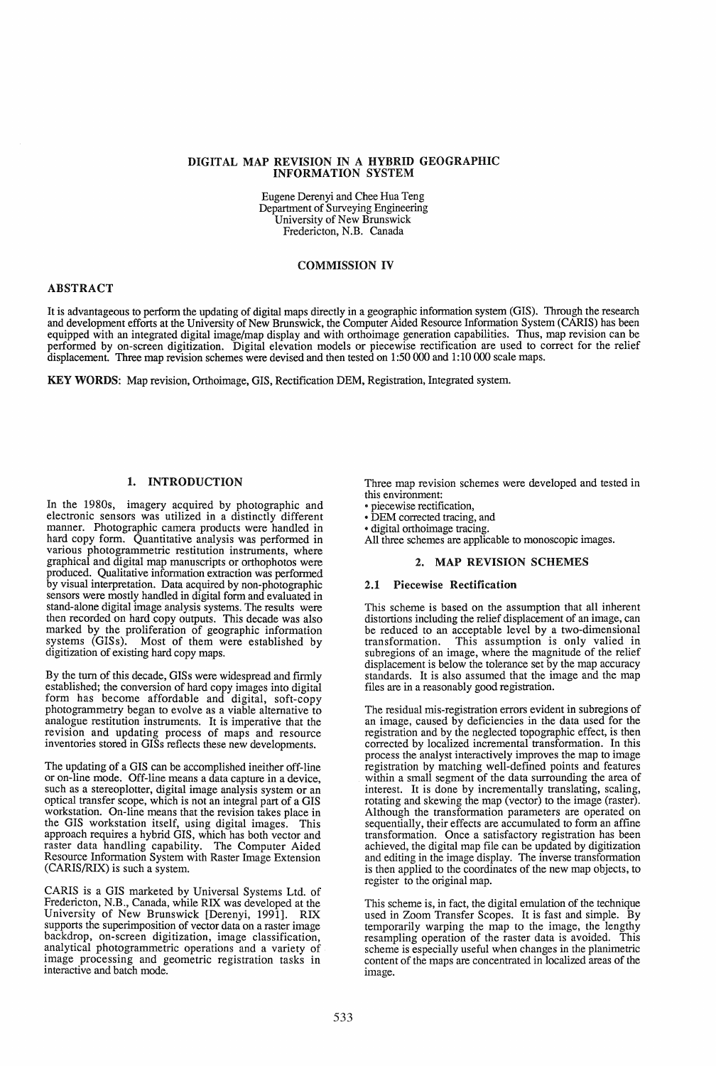# DIGITAL MAP REVISION IN A HYBRID GEOGRAPHIC INFORMATION SYSTEM

Eugene Derenyi and Chee Hua Teng
Department of Surveying Engineering
University of New Brunswick
Fredericton, N.B. Canada

COMMISSION IV

## ABSTRACT

It is advantageous to perform the updating of digital maps directly in a geographic information system (GIS). Through the research and development efforts at the University of New Brunswick, the Computer Aided Resource Information System (CARIS) has been equipped with an integrated digital image/map display and with orthoimage generation capabilities. Thus, map revision can be performed by on-screen digitization. Digital elevation models or piecewise rectification are used to correct for the relief displacement. Three map revision schemes were devised and then tested on 1:50 000 and 1:10 000 scale maps.

**KEY WORDS:** Map revision, Orthoimage, GIS, Rectification DEM, Registration, Integrated system.

## 1. INTRODUCTION

In the 1980s, imagery acquired by photographic and electronic sensors was utilized in a distinctly different manner. Photographic camera products were handled in hard copy form. Quantitative analysis was performed in various photogrammetric restitution instruments, where graphical and digital map manuscripts or orthophotos were produced. Qualitative information extraction was performed by visual interpretation. Data acquired by non-photographic sensors were mostly handled in digital form and evaluated in stand-alone digital image analysis systems. The results were then recorded on hard copy outputs. This decade was also marked by the proliferation of geographic information systems (GISs). Most of them were established by digitization of existing hard copy maps.

By the turn of this decade, GISs were widespread and firmly established; the conversion of hard copy images into digital form has become affordable and digital, soft-copy photogrammetry began to evolve as a viable alternative to analogue restitution instruments. It is imperative that the revision and updating process of maps and resource inventories stored in GISs reflects these new developments.

The updating of a GIS can be accomplished ineither off-line or on-line mode. Off-line means a data capture in a device, such as a stereoplotter, digital image analysis system or an optical transfer scope, which is not an integral part of a GIS workstation. On-line means that the revision takes place in the GIS workstation itself, using digital images. This approach requires a hybrid GIS, which has both vector and raster data handling capability. The Computer Aided Resource Information System with Raster Image Extension (CARIS/RIX) is such a system.

CARIS is a GIS marketed by Universal Systems Ltd. of Fredericton, N.B., Canada, while RIX was developed at the University of New Brunswick [Derenyi, 1991]. RIX supports the superimposition of vector data on a raster image backdrop, on-screen digitization, image classification, analytical photogrammetric operations and a variety of image processing and geometric registration tasks in interactive and batch mode.

Three map revision schemes were developed and tested in this environment:

- piecewise rectification,
- DEM corrected tracing, and
- digital orthoimage tracing.

All three schemes are applicable to monoscopic images.

## 2. MAP REVISION SCHEMES

### 2.1 Piecewise Rectification

This scheme is based on the assumption that all inherent distortions including the relief displacement of an image, can be reduced to an acceptable level by a two-dimensional transformation. This assumption is only valied in subregions of an image, where the magnitude of the relief displacement is below the tolerance set by the map accuracy standards. It is also assumed that the image and the map files are in a reasonably good registration.

The residual mis-registration errors evident in subregions of an image, caused by deficiencies in the data used for the registration and by the neglected topographic effect, is then corrected by localized incremental transformation. In this process the analyst interactively improves the map to image registration by matching well-defined points and features within a small segment of the data surrounding the area of interest. It is done by incrementally translating, scaling, rotating and skewing the map (vector) to the image (raster). Although the transformation parameters are operated on sequentially, their effects are accumulated to form an affine transformation. Once a satisfactory registration has been achieved, the digital map file can be updated by digitization and editing in the image display. The inverse transformation is then applied to the coordinates of the new map objects, to register to the original map.

This scheme is, in fact, the digital emulation of the technique used in Zoom Transfer Scopes. It is fast and simple. By temporarily warping the map to the image, the lengthy resampling operation of the raster data is avoided. This scheme is especially useful when changes in the planimetric content of the maps are concentrated in localized areas of the image.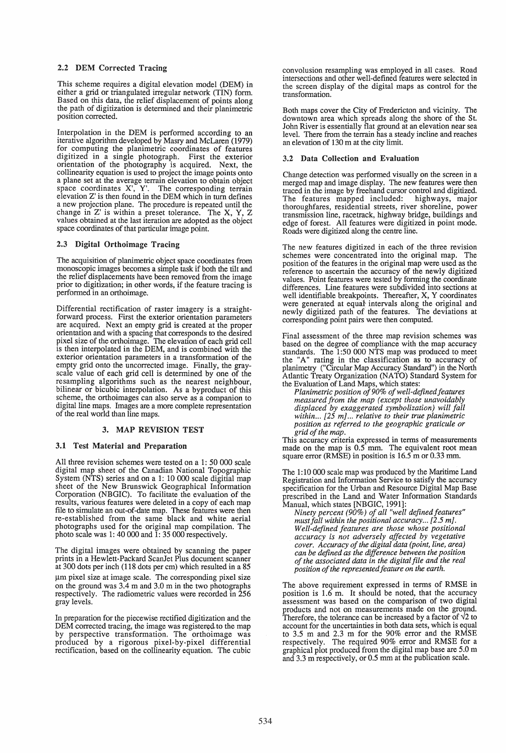### 2.2 DEM Corrected Tracing

This scheme requires a digital elevation model (DEM) in either a grid or triangulated irregular network (TIN) form. Based on this data, the relief displacement of points along the path of digitization is determined and their planimetric position corrected.

Interpolation in the DEM is performed according to an iterative algorithm developed by Masry and McLaren (1979) for computing the planimetric coordinates of features digitized in a single photograph. First the exterior orientation of the photography is acquired. Next, the collinearity equation is used to project the image points onto a plane set at the average terrain elevation to obtain object space coordinates X', Y'. The corresponding terrain elevation Z' is then found in the DEM which in turn defines a new projection plane. The procedure is repeated until the change in Z' is within a preset tolerance. The X, Y, Z values obtained at the last iteration are adopted as the object space coordinates of that particular image point.

### 2.3 Digital Orthoimage Tracing

The acquisition of planimetric object space coordinates from monoscopic images becomes a simple task if both the tilt and the relief displacements have been removed from the image prior to digitization; in other words, if the feature tracing is performed in an orthoimage.

Differential rectification of raster imagery is a straightforward process. First the exterior orientation parameters are acquired. Next an empty grid is created at the proper orientation and with a spacing that corresponds to the desired pixel size of the orthoimage. The elevation of each grid cell is then interpolated in the DEM, and is combined with the exterior orientation parameters in a transformation of the empty grid onto the uncorrected image. Finally, the grayscale value of each grid cell is determined by one of the resampling algorithms such as the nearest neighbour, bilinear or bicubic interpolation. As a byproduct of this scheme, the orthoimages can also serve as a companion to digital line maps. Images are a more complete representation of the real world than line maps.

## 3. MAP REVISION TEST

### 3.1 Test Material and Preparation

All three revision schemes were tested on a 1: 50 000 scale digital map sheet of the Canadian National Topographic System (NTS) series and on a 1: 10 000 scale digital map sheet of the New Brunswick Geographical Information Corporation (NBGIC). To facilitate the evaluation of the results, various features were deleted in a copy of each map file to simulate an out-of-date map. These features were then re-established from the same black and white aerial photographs used for the original map compilation. The photo scale was 1: 40 000 and 1: 35 000 respectively.

The digital images were obtained by scanning the paper prints in a Hewlett-Packard ScanJet Plus document scanner at 300 dots per inch (118 dots per cm) which resulted in a 85 µm pixel size at image scale. The corresponding pixel size on the ground was 3.4 m and 3.0 m in the two photographs respectively. The radiometric values were recorded in 256 gray levels.

In preparation for the piecewise rectified digitization and the DEM corrected tracing, the image was registered to the map by perspective transformation. The orthoimage was produced by a rigorous pixel-by-pixel differential rectification, based on the collinearity equation. The cubic convolusion resampling was employed in all cases. Road intersections and other well-defined features were selected in the screen display of the digital maps as control for the transformation.

Both maps cover the City of Fredericton and vicinity. The downtown area which spreads along the shore of the St. John River is essentially flat ground at an elevation near sea level. There from the terrain has a steady incline and reaches an elevation of 130 m at the city limit.

### 3.2 Data Collection and Evaluation

Change detection was performed visually on the screen in a merged map and image display. The new features were then traced in the image by freehand cursor control and digitized. The features mapped included: highways, major thoroughfares, residential streets, river shoreline, power transmission line, racetrack, highway bridge, buildings and edge of forest. All features were digitized in point mode. Roads were digitized along the centre line.

The new features digitized in each of the three revision schemes were concentrated into the original map. The position of the features in the original map were used as the reference to ascertain the accuracy of the newly digitized values. Point features were tested by forming the coordinate differences. Line features were subdivided into sections at well identifiable breakpoints. Thereafter, X, Y coordinates were generated at equal intervals along the original and newly digitized path of the features. The deviations at corresponding point pairs were then computed.

Final assessment of the three map revision schemes was based on the degree of compliance with the map accuracy standards. The 1:50 000 NTS map was produced to meet the "A" rating in the classification as to accuracy of planimetry ("Circular Map Accuracy Standard") in the North Atlantic Treaty Organization (NATO) Standard System for the Evaluation of Land Maps, which states:

*Planimetric position of 90% of well-defined features measured from the map (except those unavoidably displaced by exaggerated symbolization) will fall within... [25 m]... relative to their true planimetric position as referred to the geographic graticule or grid of the map.*

This accuracy criteria expressed in terms of measurements made on the map is 0.5 mm. The equivalent root mean square error (RMSE) in position is 16.5 m or 0.33 mm.

The 1:10 000 scale map was produced by the Maritime Land Registration and Information Service to satisfy the accuracy specification for the Urban and Resource Digital Map Base prescribed in the Land and Water Information Standards Manual, which states [NBGIC, 1991]:

*Ninety percent (90%) of all "well defined features" must fall within the positional accuracy... [2.5 m]. Well-defined features are those whose positional accuracy is not adversely affected by vegetative cover. Accuracy of the digital data (point, line, area) can be defined as the difference between the position of the associated data in the digital file and the real position of the represented feature on the earth.*

The above requirement expressed in terms of RMSE in position is 1.6 m. It should be noted, that the accuracy assessment was based on the comparison of two digital products and not on measurements made on the ground. Therefore, the tolerance can be increased by a factor of $\sqrt{2}$ to account for the uncertainties in both data sets, which is equal to 3.5 m and 2.3 m for the 90% error and the RMSE respectively. The required 90% error and RMSE for a graphical plot produced from the digital map base are 5.0 m and 3.3 m respectively, or 0.5 mm at the publication scale.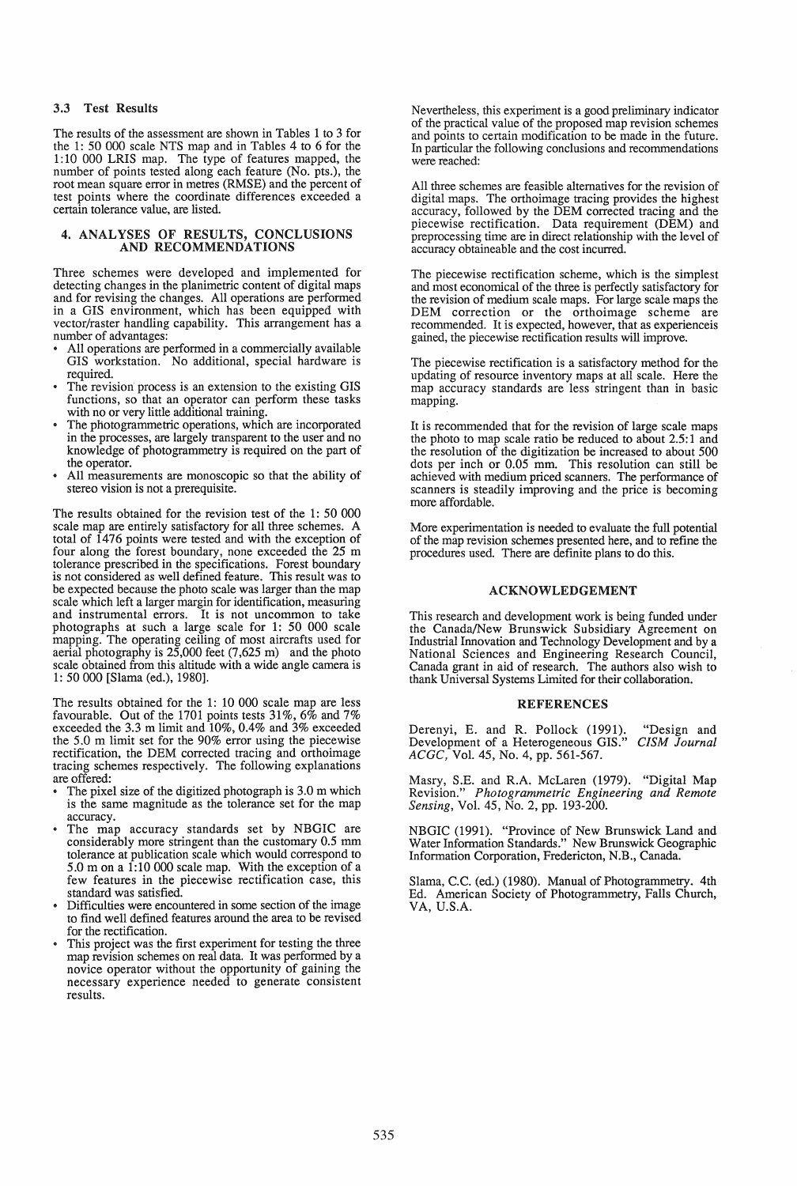### 3.3 Test Results

The results of the assessment are shown in Tables 1 to 3 for the 1: 50 000 scale NTS map and in Tables 4 to 6 for the 1:10 000 LRIS map. The type of features mapped, the number of points tested along each feature (No. pts.), the root mean square error in metres (RMSE) and the percent of test points where the coordinate differences exceeded a certain tolerance value, are listed.

## 4. ANALYSES OF RESULTS, CONCLUSIONS AND RECOMMENDATIONS

Three schemes were developed and implemented for detecting changes in the planimetric content of digital maps and for revising the changes. All operations are performed in a GIS environment, which has been equipped with vector/raster handling capability. This arrangement has a number of advantages:

- All operations are performed in a commercially available GIS workstation. No additional, special hardware is required.
- The revision process is an extension to the existing GIS functions, so that an operator can perform these tasks with no or very little additional training.
- The photogrammetric operations, which are incorporated in the processes, are largely transparent to the user and no knowledge of photogrammetry is required on the part of the operator.
- All measurements are monoscopic so that the ability of stereo vision is not a prerequisite.

The results obtained for the revision test of the 1: 50 000 scale map are entirely satisfactory for all three schemes. A total of 1476 points were tested and with the exception of four along the forest boundary, none exceeded the 25 m tolerance prescribed in the specifications. Forest boundary is not considered as well defined feature. This result was to be expected because the photo scale was larger than the map scale which left a larger margin for identification, measuring and instrumental errors. It is not uncommon to take photographs at such a large scale for 1: 50 000 scale mapping. The operating ceiling of most aircrafts used for aerial photography is 25,000 feet (7,625 m) and the photo scale obtained from this altitude with a wide angle camera is 1: 50 000 [Slama (ed.), 1980].

The results obtained for the 1: 10 000 scale map are less favourable. Out of the 1701 points tests 31%, 6% and 7% exceeded the 3.3 m limit and 10%, 0.4% and 3% exceeded the 5.0 m limit set for the 90% error using the piecewise rectification, the DEM corrected tracing and orthoimage tracing schemes respectively. The following explanations are offered:

- The pixel size of the digitized photograph is 3.0 m which is the same magnitude as the tolerance set for the map accuracy.
- The map accuracy standards set by NBGIC are considerably more stringent than the customary 0.5 mm tolerance at publication scale which would correspond to 5.0 m on a 1:10 000 scale map. With the exception of a few features in the piecewise rectification case, this standard was satisfied.
- Difficulties were encountered in some section of the image to find well defined features around the area to be revised for the rectification.
- This project was the first experiment for testing the three map revision schemes on real data. It was performed by a novice operator without the opportunity of gaining the necessary experience needed to generate consistent results.

Nevertheless, this experiment is a good preliminary indicator of the practical value of the proposed map revision schemes and points to certain modification to be made in the future. In particular the following conclusions and recommendations were reached:

All three schemes are feasible alternatives for the revision of digital maps. The orthoimage tracing provides the highest accuracy, followed by the DEM corrected tracing and the piecewise rectification. Data requirement (DEM) and preprocessing time are in direct relationship with the level of accuracy obtaineable and the cost incurred.

The piecewise rectification scheme, which is the simplest and most economical of the three is perfectly satisfactory for the revision of medium scale maps. For large scale maps the DEM correction or the orthoimage scheme are recommended. It is expected, however, that as experienceis gained, the piecewise rectification results will improve.

The piecewise rectification is a satisfactory method for the updating of resource inventory maps at all scale. Here the map accuracy standards are less stringent than in basic mapping.

It is recommended that for the revision of large scale maps the photo to map scale ratio be reduced to about 2.5:1 and the resolution of the digitization be increased to about 500 dots per inch or 0.05 mm. This resolution can still be achieved with medium priced scanners. The performance of scanners is steadily improving and the price is becoming more affordable.

More experimentation is needed to evaluate the full potential of the map revision schemes presented here, and to refine the procedures used. There are definite plans to do this.

## ACKNOWLEDGEMENT

This research and development work is being funded under the Canada/New Brunswick Subsidiary Agreement on Industrial Innovation and Technology Development and by a National Sciences and Engineering Research Council, Canada grant in aid of research. The authors also wish to thank Universal Systems Limited for their collaboration.

## REFERENCES

Derenyi, E. and R. Pollock (1991). "Design and Development of a Heterogeneous GIS." *CISM Journal ACGC*, Vol. 45, No. 4, pp. 561-567.

Masry, S.E. and R.A. McLaren (1979). "Digital Map Revision." *Photogrammetric Engineering and Remote Sensing*, Vol. 45, No. 2, pp. 193-200.

NBGIC (1991). "Province of New Brunswick Land and Water Information Standards." New Brunswick Geographic Information Corporation, Fredericton, N.B., Canada.

Slama, C.C. (ed.) (1980). Manual of Photogrammetry. 4th Ed. American Society of Photogrammetry, Falls Church, VA, U.S.A.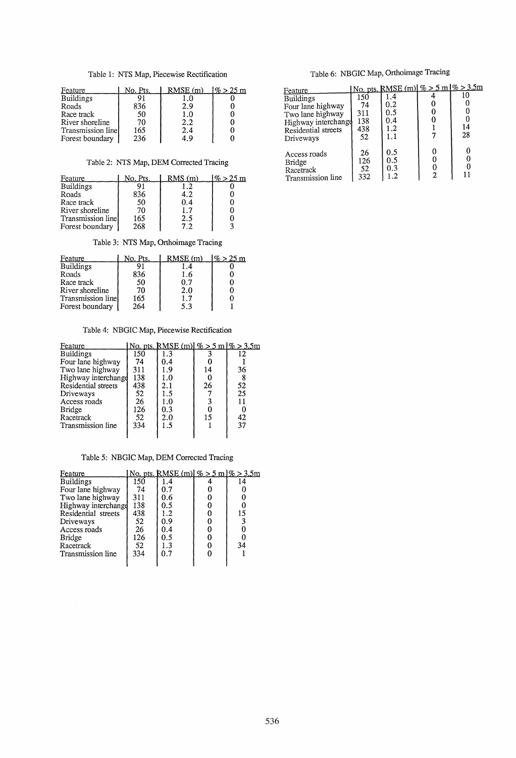Table 1: NTS Map, Piecewise Rectification

| Feature | No. Pts. | RMSE (m) | % > 25 m |
|---|---|---|---|
| Buildings | 91 | 1.0 | 0 |
| Roads | 836 | 2.9 | 0 |
| Race track | 50 | 1.0 | 0 |
| River shoreline | 70 | 2.2 | 0 |
| Transmission line | 165 | 2.4 | 0 |
| Forest boundary | 236 | 4.9 | 0 |

Table 2: NTS Map, DEM Corrected Tracing

| Feature | No. Pts. | RMS (m) | % > 25 m |
|---|---|---|---|
| Buildings | 91 | 1.2 | 0 |
| Roads | 836 | 4.2 | 0 |
| Race track | 50 | 0.4 | 0 |
| River shoreline | 70 | 1.7 | 0 |
| Transmission line | 165 | 2.5 | 0 |
| Forest boundary | 268 | 7.2 | 3 |

Table 3: NTS Map, Orthoimage Tracing

| Feature | No. Pts. | RMSE (m) | % > 25 m |
|---|---|---|---|
| Buildings | 91 | 1.4 | 0 |
| Roads | 836 | 1.6 | 0 |
| Race track | 50 | 0.7 | 0 |
| River shoreline | 70 | 2.0 | 0 |
| Transmission line | 165 | 1.7 | 0 |
| Forest boundary | 264 | 5.3 | 1 |

Table 4: NBGIC Map, Piecewise Rectification

| Feature | No. pts. | RMSE (m) | % > 5 m | % > 3.5m |
|---|---|---|---|---|
| Buildings | 150 | 1.3 | 3 | 12 |
| Four lane highway | 74 | 0.4 | 0 | 1 |
| Two lane highway | 311 | 1.9 | 14 | 36 |
| Highway interchange | 138 | 1.0 | 0 | 8 |
| Residential streets | 438 | 2.1 | 26 | 52 |
| Driveways | 52 | 1.5 | 7 | 25 |
| Access roads | 26 | 1.0 | 3 | 11 |
| Bridge | 126 | 0.3 | 0 | 0 |
| Racetrack | 52 | 2.0 | 15 | 42 |
| Transmission line | 334 | 1.5 | 1 | 37 |

Table 5: NBGIC Map, DEM Corrected Tracing

| Feature | No. pts. | RMSE (m) | % > 5 m | % > 3.5m |
|---|---|---|---|---|
| Buildings | 150 | 1.4 | 4 | 14 |
| Four lane highway | 74 | 0.7 | 0 | 0 |
| Two lane highway | 311 | 0.6 | 0 | 0 |
| Highway interchange | 138 | 0.5 | 0 | 0 |
| Residential streets | 438 | 1.2 | 0 | 15 |
| Driveways | 52 | 0.9 | 0 | 3 |
| Access roads | 26 | 0.4 | 0 | 0 |
| Bridge | 126 | 0.5 | 0 | 0 |
| Racetrack | 52 | 1.3 | 0 | 34 |
| Transmission line | 334 | 0.7 | 0 | 1 |

Table 6: NBGIC Map, Orthoimage Tracing

| Feature | No. pts. | RMSE (m) | % > 5 m | % > 3.5m |
|---|---|---|---|---|
| Buildings | 150 | 1.4 | 4 | 10 |
| Four lane highway | 74 | 0.2 | 0 | 0 |
| Two lane highway | 311 | 0.5 | 0 | 0 |
| Highway interchange | 138 | 0.4 | 0 | 0 |
| Residential streets | 438 | 1.2 | 1 | 14 |
| Driveways | 52 | 1.1 | 7 | 28 |
| Access roads | 26 | 0.5 | 0 | 0 |
| Bridge | 126 | 0.5 | 0 | 0 |
| Racetrack | 52 | 0.3 | 0 | 0 |
| Transmission line | 332 | 1.2 | 2 | 11 |